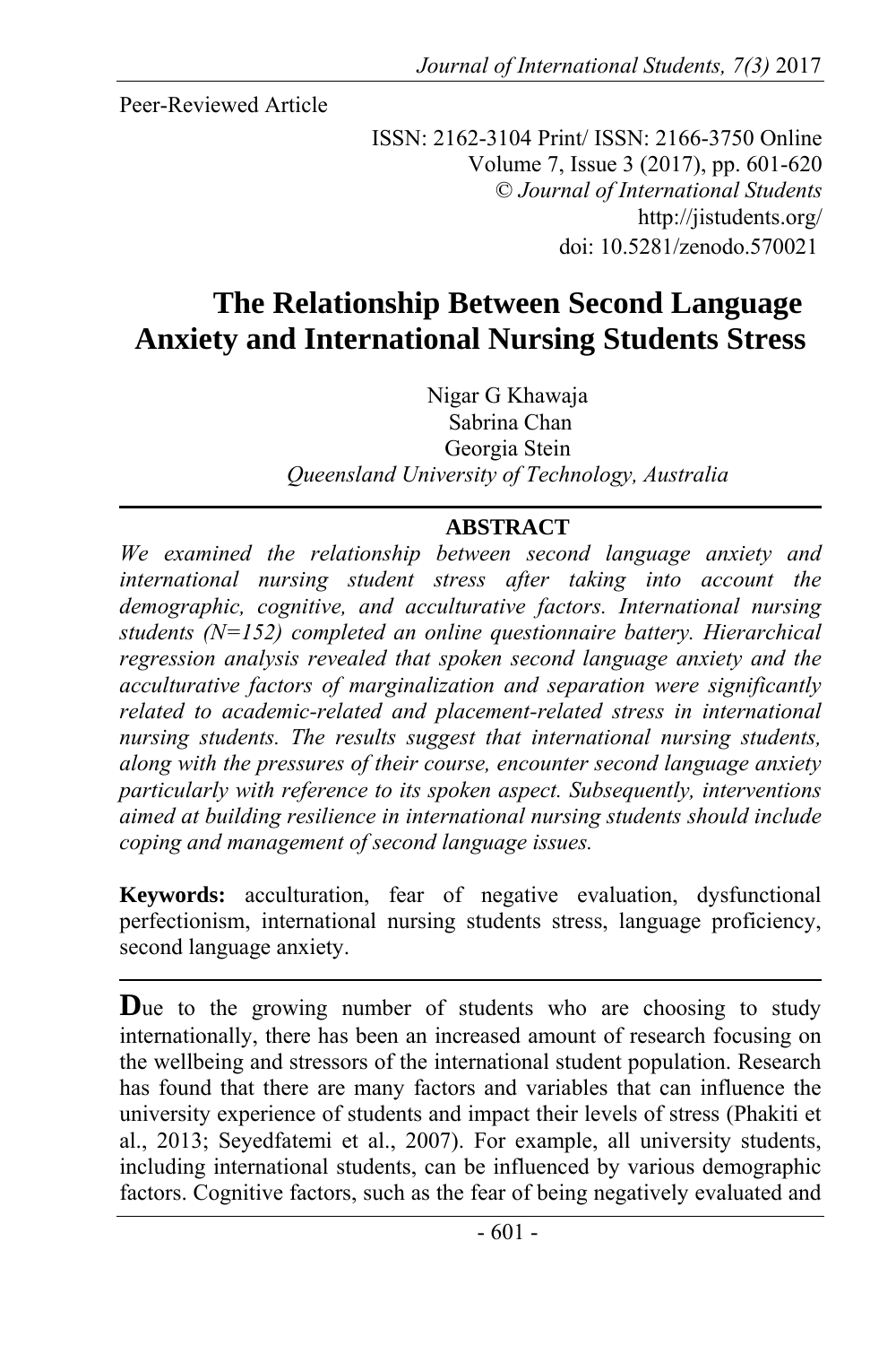Peer-Reviewed Article

ISSN: 2162-3104 Print/ ISSN: 2166-3750 Online
Volume 7, Issue 3 (2017), pp. 601-620
© *Journal of International Students*
http://jistudents.org/
doi: 10.5281/zenodo.570021

# The Relationship Between Second Language Anxiety and International Nursing Students Stress

Nigar G Khawaja
Sabrina Chan
Georgia Stein
*Queensland University of Technology, Australia*

## ABSTRACT

*We examined the relationship between second language anxiety and international nursing student stress after taking into account the demographic, cognitive, and acculturative factors. International nursing students (N=152) completed an online questionnaire battery. Hierarchical regression analysis revealed that spoken second language anxiety and the acculturative factors of marginalization and separation were significantly related to academic-related and placement-related stress in international nursing students. The results suggest that international nursing students, along with the pressures of their course, encounter second language anxiety particularly with reference to its spoken aspect. Subsequently, interventions aimed at building resilience in international nursing students should include coping and management of second language issues.*

**Keywords:** acculturation, fear of negative evaluation, dysfunctional perfectionism, international nursing students stress, language proficiency, second language anxiety.

---

**D**ue to the growing number of students who are choosing to study internationally, there has been an increased amount of research focusing on the wellbeing and stressors of the international student population. Research has found that there are many factors and variables that can influence the university experience of students and impact their levels of stress (Phakiti et al., 2013; Seyedfatemi et al., 2007). For example, all university students, including international students, can be influenced by various demographic factors. Cognitive factors, such as the fear of being negatively evaluated and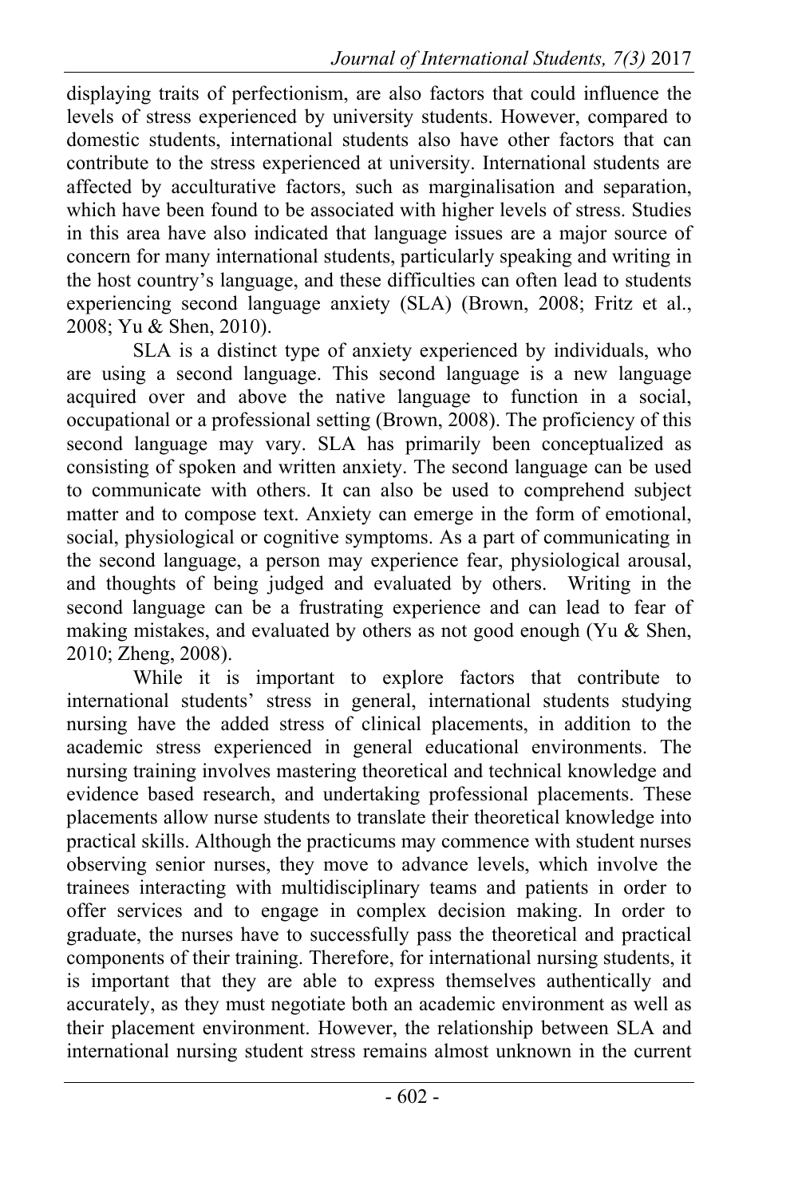displaying traits of perfectionism, are also factors that could influence the levels of stress experienced by university students. However, compared to domestic students, international students also have other factors that can contribute to the stress experienced at university. International students are affected by acculturative factors, such as marginalisation and separation, which have been found to be associated with higher levels of stress. Studies in this area have also indicated that language issues are a major source of concern for many international students, particularly speaking and writing in the host country's language, and these difficulties can often lead to students experiencing second language anxiety (SLA) (Brown, 2008; Fritz et al., 2008; Yu & Shen, 2010).

SLA is a distinct type of anxiety experienced by individuals, who are using a second language. This second language is a new language acquired over and above the native language to function in a social, occupational or a professional setting (Brown, 2008). The proficiency of this second language may vary. SLA has primarily been conceptualized as consisting of spoken and written anxiety. The second language can be used to communicate with others. It can also be used to comprehend subject matter and to compose text. Anxiety can emerge in the form of emotional, social, physiological or cognitive symptoms. As a part of communicating in the second language, a person may experience fear, physiological arousal, and thoughts of being judged and evaluated by others. Writing in the second language can be a frustrating experience and can lead to fear of making mistakes, and evaluated by others as not good enough (Yu & Shen, 2010; Zheng, 2008).

While it is important to explore factors that contribute to international students' stress in general, international students studying nursing have the added stress of clinical placements, in addition to the academic stress experienced in general educational environments. The nursing training involves mastering theoretical and technical knowledge and evidence based research, and undertaking professional placements. These placements allow nurse students to translate their theoretical knowledge into practical skills. Although the practicums may commence with student nurses observing senior nurses, they move to advance levels, which involve the trainees interacting with multidisciplinary teams and patients in order to offer services and to engage in complex decision making. In order to graduate, the nurses have to successfully pass the theoretical and practical components of their training. Therefore, for international nursing students, it is important that they are able to express themselves authentically and accurately, as they must negotiate both an academic environment as well as their placement environment. However, the relationship between SLA and international nursing student stress remains almost unknown in the current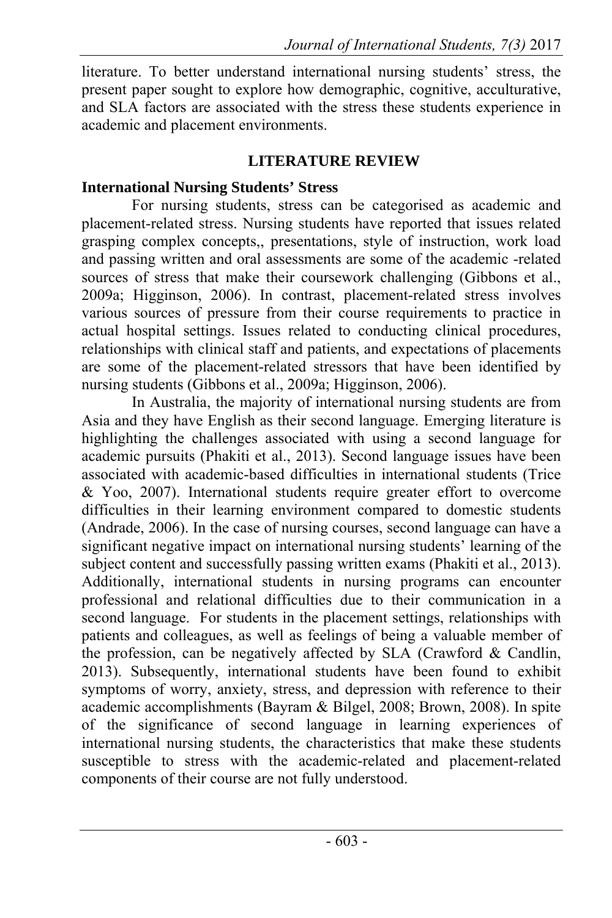literature. To better understand international nursing students' stress, the present paper sought to explore how demographic, cognitive, acculturative, and SLA factors are associated with the stress these students experience in academic and placement environments.

## LITERATURE REVIEW

### International Nursing Students' Stress

For nursing students, stress can be categorised as academic and placement-related stress. Nursing students have reported that issues related grasping complex concepts,, presentations, style of instruction, work load and passing written and oral assessments are some of the academic -related sources of stress that make their coursework challenging (Gibbons et al., 2009a; Higginson, 2006). In contrast, placement-related stress involves various sources of pressure from their course requirements to practice in actual hospital settings. Issues related to conducting clinical procedures, relationships with clinical staff and patients, and expectations of placements are some of the placement-related stressors that have been identified by nursing students (Gibbons et al., 2009a; Higginson, 2006).

In Australia, the majority of international nursing students are from Asia and they have English as their second language. Emerging literature is highlighting the challenges associated with using a second language for academic pursuits (Phakiti et al., 2013). Second language issues have been associated with academic-based difficulties in international students (Trice & Yoo, 2007). International students require greater effort to overcome difficulties in their learning environment compared to domestic students (Andrade, 2006). In the case of nursing courses, second language can have a significant negative impact on international nursing students' learning of the subject content and successfully passing written exams (Phakiti et al., 2013). Additionally, international students in nursing programs can encounter professional and relational difficulties due to their communication in a second language. For students in the placement settings, relationships with patients and colleagues, as well as feelings of being a valuable member of the profession, can be negatively affected by SLA (Crawford & Candlin, 2013). Subsequently, international students have been found to exhibit symptoms of worry, anxiety, stress, and depression with reference to their academic accomplishments (Bayram & Bilgel, 2008; Brown, 2008). In spite of the significance of second language in learning experiences of international nursing students, the characteristics that make these students susceptible to stress with the academic-related and placement-related components of their course are not fully understood.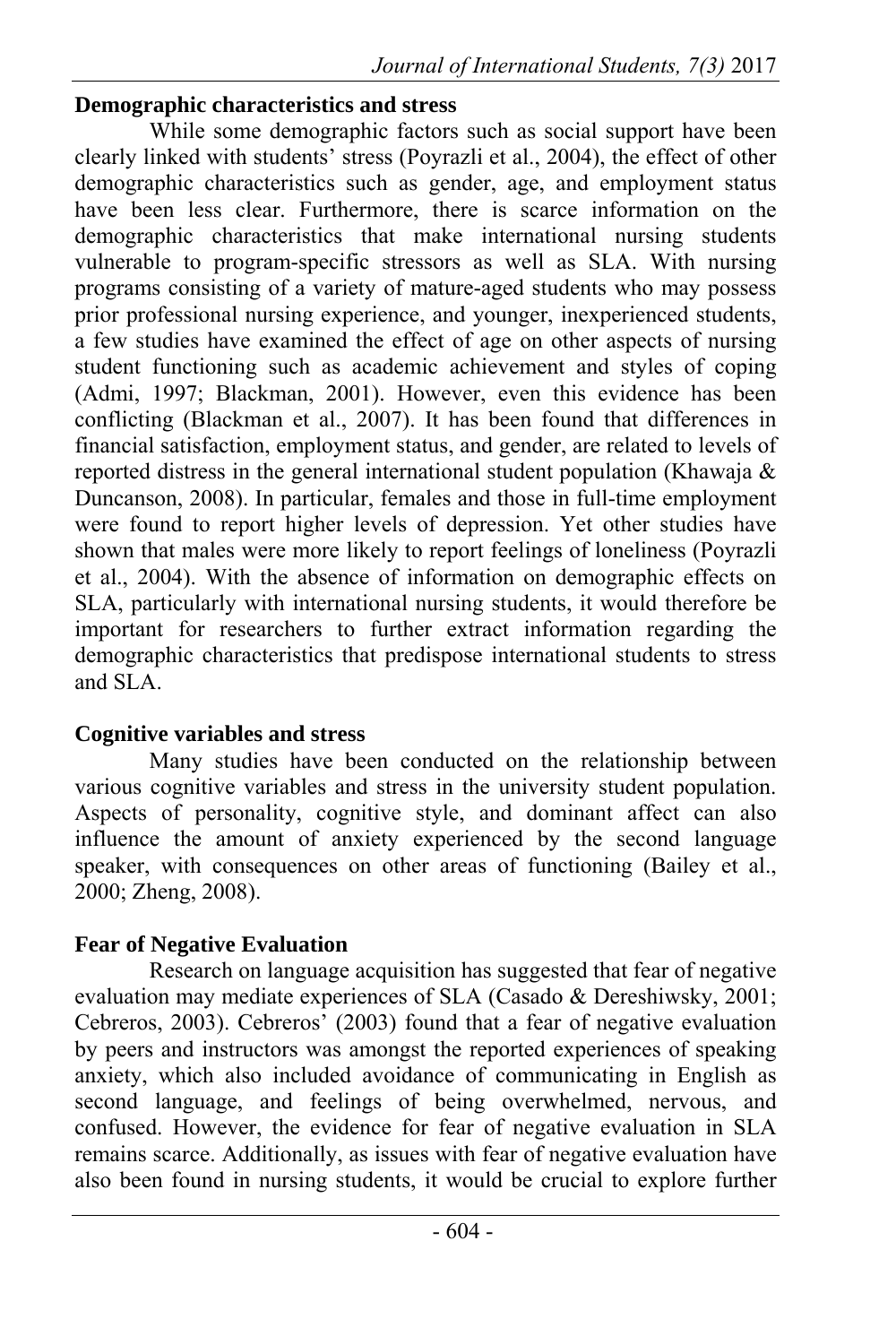**Demographic characteristics and stress**

While some demographic factors such as social support have been clearly linked with students' stress (Poyrazli et al., 2004), the effect of other demographic characteristics such as gender, age, and employment status have been less clear. Furthermore, there is scarce information on the demographic characteristics that make international nursing students vulnerable to program-specific stressors as well as SLA. With nursing programs consisting of a variety of mature-aged students who may possess prior professional nursing experience, and younger, inexperienced students, a few studies have examined the effect of age on other aspects of nursing student functioning such as academic achievement and styles of coping (Admi, 1997; Blackman, 2001). However, even this evidence has been conflicting (Blackman et al., 2007). It has been found that differences in financial satisfaction, employment status, and gender, are related to levels of reported distress in the general international student population (Khawaja & Duncanson, 2008). In particular, females and those in full-time employment were found to report higher levels of depression. Yet other studies have shown that males were more likely to report feelings of loneliness (Poyrazli et al., 2004). With the absence of information on demographic effects on SLA, particularly with international nursing students, it would therefore be important for researchers to further extract information regarding the demographic characteristics that predispose international students to stress and SLA.

**Cognitive variables and stress**

Many studies have been conducted on the relationship between various cognitive variables and stress in the university student population. Aspects of personality, cognitive style, and dominant affect can also influence the amount of anxiety experienced by the second language speaker, with consequences on other areas of functioning (Bailey et al., 2000; Zheng, 2008).

**Fear of Negative Evaluation**

Research on language acquisition has suggested that fear of negative evaluation may mediate experiences of SLA (Casado & Dereshiwsky, 2001; Cebreros, 2003). Cebreros' (2003) found that a fear of negative evaluation by peers and instructors was amongst the reported experiences of speaking anxiety, which also included avoidance of communicating in English as second language, and feelings of being overwhelmed, nervous, and confused. However, the evidence for fear of negative evaluation in SLA remains scarce. Additionally, as issues with fear of negative evaluation have also been found in nursing students, it would be crucial to explore further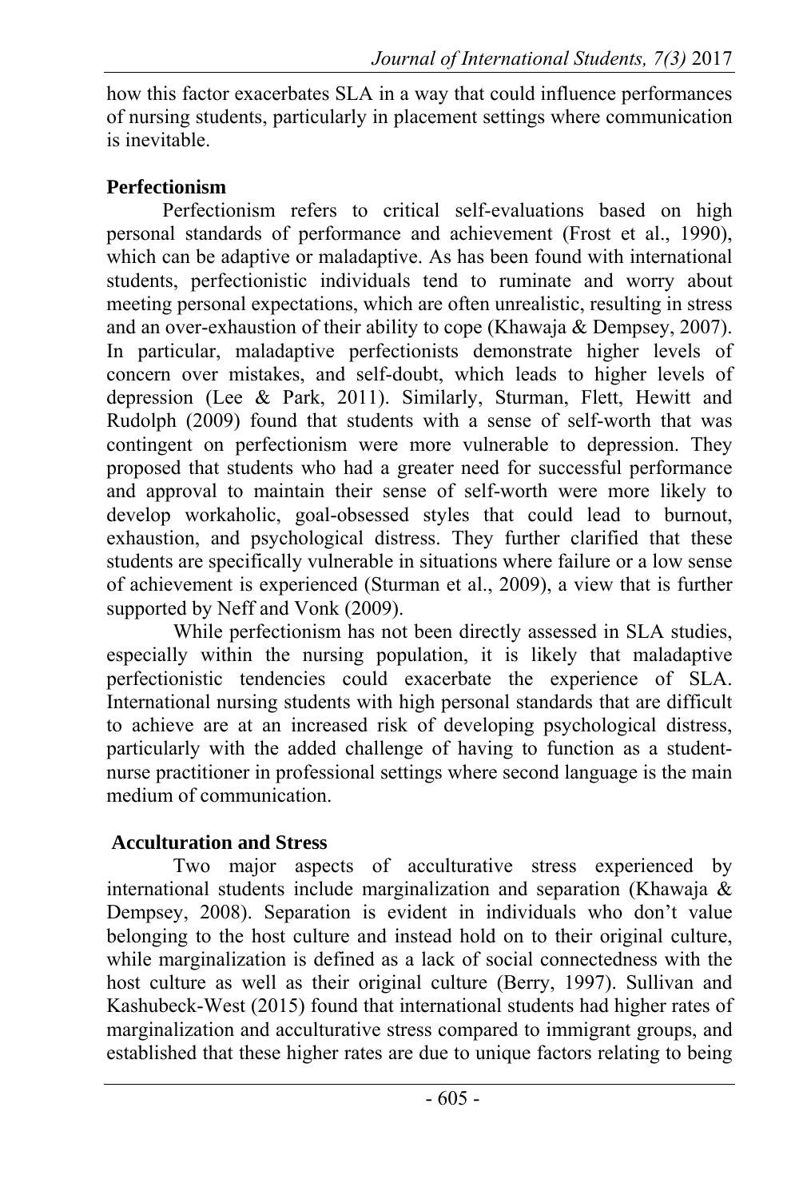how this factor exacerbates SLA in a way that could influence performances of nursing students, particularly in placement settings where communication is inevitable.

## Perfectionism

Perfectionism refers to critical self-evaluations based on high personal standards of performance and achievement (Frost et al., 1990), which can be adaptive or maladaptive. As has been found with international students, perfectionistic individuals tend to ruminate and worry about meeting personal expectations, which are often unrealistic, resulting in stress and an over-exhaustion of their ability to cope (Khawaja & Dempsey, 2007). In particular, maladaptive perfectionists demonstrate higher levels of concern over mistakes, and self-doubt, which leads to higher levels of depression (Lee & Park, 2011). Similarly, Sturman, Flett, Hewitt and Rudolph (2009) found that students with a sense of self-worth that was contingent on perfectionism were more vulnerable to depression. They proposed that students who had a greater need for successful performance and approval to maintain their sense of self-worth were more likely to develop workaholic, goal-obsessed styles that could lead to burnout, exhaustion, and psychological distress. They further clarified that these students are specifically vulnerable in situations where failure or a low sense of achievement is experienced (Sturman et al., 2009), a view that is further supported by Neff and Vonk (2009).

While perfectionism has not been directly assessed in SLA studies, especially within the nursing population, it is likely that maladaptive perfectionistic tendencies could exacerbate the experience of SLA. International nursing students with high personal standards that are difficult to achieve are at an increased risk of developing psychological distress, particularly with the added challenge of having to function as a student-nurse practitioner in professional settings where second language is the main medium of communication.

## Acculturation and Stress

Two major aspects of acculturative stress experienced by international students include marginalization and separation (Khawaja & Dempsey, 2008). Separation is evident in individuals who don't value belonging to the host culture and instead hold on to their original culture, while marginalization is defined as a lack of social connectedness with the host culture as well as their original culture (Berry, 1997). Sullivan and Kashubeck-West (2015) found that international students had higher rates of marginalization and acculturative stress compared to immigrant groups, and established that these higher rates are due to unique factors relating to being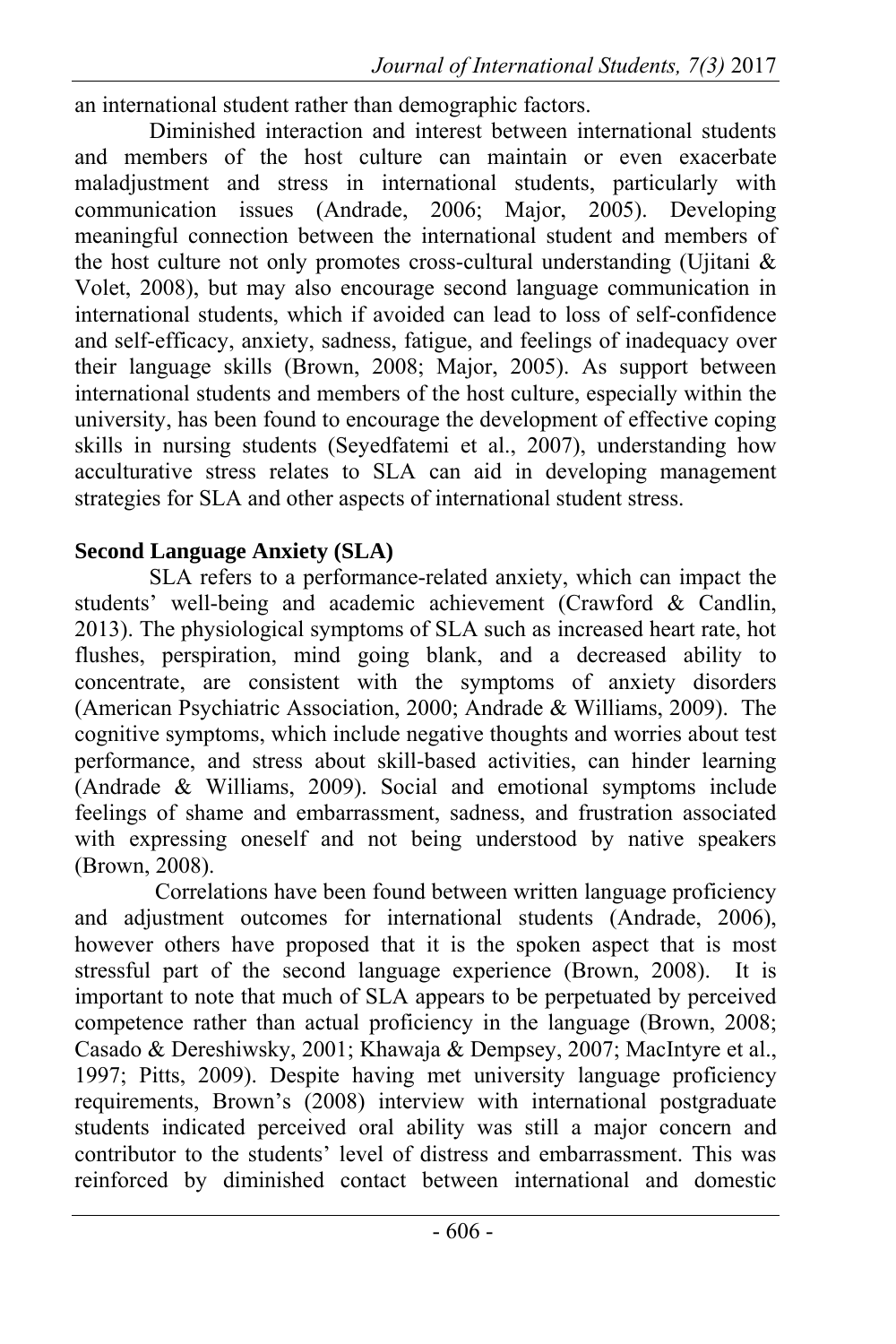an international student rather than demographic factors.

Diminished interaction and interest between international students and members of the host culture can maintain or even exacerbate maladjustment and stress in international students, particularly with communication issues (Andrade, 2006; Major, 2005). Developing meaningful connection between the international student and members of the host culture not only promotes cross-cultural understanding (Ujitani & Volet, 2008), but may also encourage second language communication in international students, which if avoided can lead to loss of self-confidence and self-efficacy, anxiety, sadness, fatigue, and feelings of inadequacy over their language skills (Brown, 2008; Major, 2005). As support between international students and members of the host culture, especially within the university, has been found to encourage the development of effective coping skills in nursing students (Seyedfatemi et al., 2007), understanding how acculturative stress relates to SLA can aid in developing management strategies for SLA and other aspects of international student stress.

**Second Language Anxiety (SLA)**

SLA refers to a performance-related anxiety, which can impact the students' well-being and academic achievement (Crawford & Candlin, 2013). The physiological symptoms of SLA such as increased heart rate, hot flushes, perspiration, mind going blank, and a decreased ability to concentrate, are consistent with the symptoms of anxiety disorders (American Psychiatric Association, 2000; Andrade & Williams, 2009). The cognitive symptoms, which include negative thoughts and worries about test performance, and stress about skill-based activities, can hinder learning (Andrade & Williams, 2009). Social and emotional symptoms include feelings of shame and embarrassment, sadness, and frustration associated with expressing oneself and not being understood by native speakers (Brown, 2008).

Correlations have been found between written language proficiency and adjustment outcomes for international students (Andrade, 2006), however others have proposed that it is the spoken aspect that is most stressful part of the second language experience (Brown, 2008). It is important to note that much of SLA appears to be perpetuated by perceived competence rather than actual proficiency in the language (Brown, 2008; Casado & Dereshiwsky, 2001; Khawaja & Dempsey, 2007; MacIntyre et al., 1997; Pitts, 2009). Despite having met university language proficiency requirements, Brown's (2008) interview with international postgraduate students indicated perceived oral ability was still a major concern and contributor to the students' level of distress and embarrassment. This was reinforced by diminished contact between international and domestic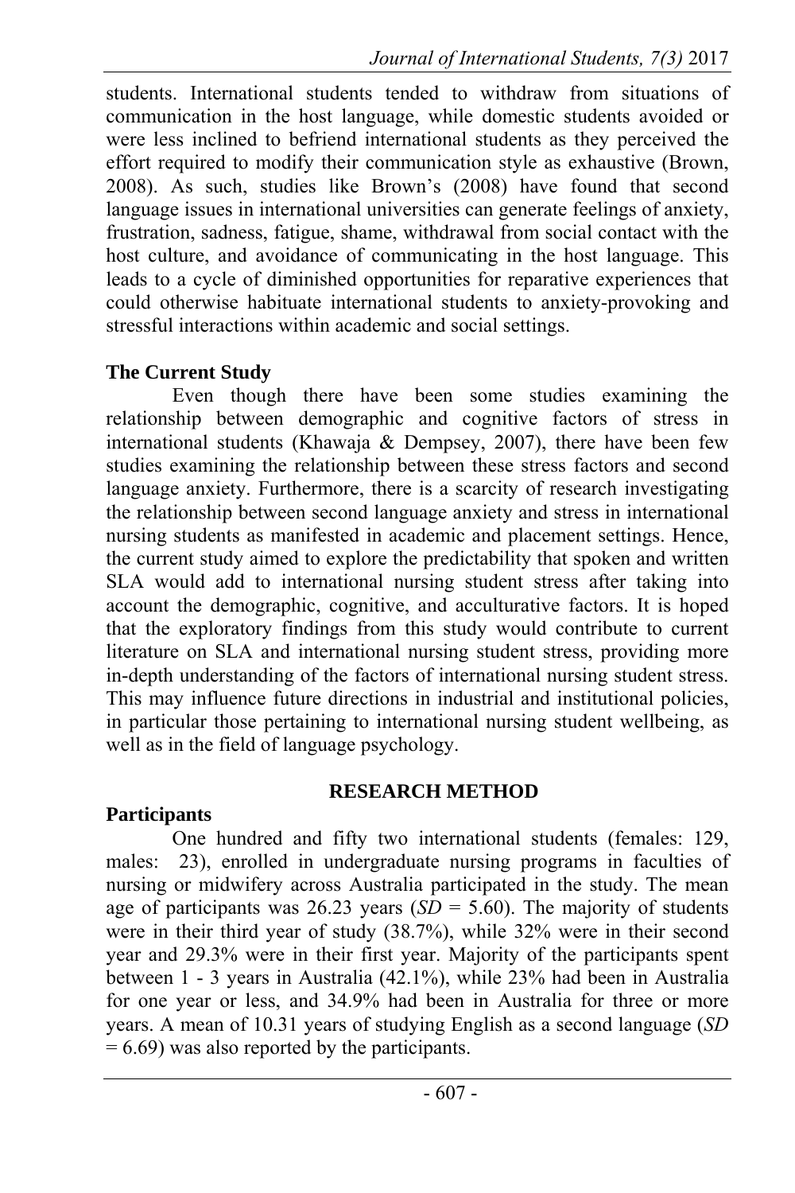students. International students tended to withdraw from situations of communication in the host language, while domestic students avoided or were less inclined to befriend international students as they perceived the effort required to modify their communication style as exhaustive (Brown, 2008). As such, studies like Brown's (2008) have found that second language issues in international universities can generate feelings of anxiety, frustration, sadness, fatigue, shame, withdrawal from social contact with the host culture, and avoidance of communicating in the host language. This leads to a cycle of diminished opportunities for reparative experiences that could otherwise habituate international students to anxiety-provoking and stressful interactions within academic and social settings.

### The Current Study

Even though there have been some studies examining the relationship between demographic and cognitive factors of stress in international students (Khawaja & Dempsey, 2007), there have been few studies examining the relationship between these stress factors and second language anxiety. Furthermore, there is a scarcity of research investigating the relationship between second language anxiety and stress in international nursing students as manifested in academic and placement settings. Hence, the current study aimed to explore the predictability that spoken and written SLA would add to international nursing student stress after taking into account the demographic, cognitive, and acculturative factors. It is hoped that the exploratory findings from this study would contribute to current literature on SLA and international nursing student stress, providing more in-depth understanding of the factors of international nursing student stress. This may influence future directions in industrial and institutional policies, in particular those pertaining to international nursing student wellbeing, as well as in the field of language psychology.

## RESEARCH METHOD

### Participants

One hundred and fifty two international students (females: 129, males: 23), enrolled in undergraduate nursing programs in faculties of nursing or midwifery across Australia participated in the study. The mean age of participants was 26.23 years (*SD* = 5.60). The majority of students were in their third year of study (38.7%), while 32% were in their second year and 29.3% were in their first year. Majority of the participants spent between 1 - 3 years in Australia (42.1%), while 23% had been in Australia for one year or less, and 34.9% had been in Australia for three or more years. A mean of 10.31 years of studying English as a second language (*SD* = 6.69) was also reported by the participants.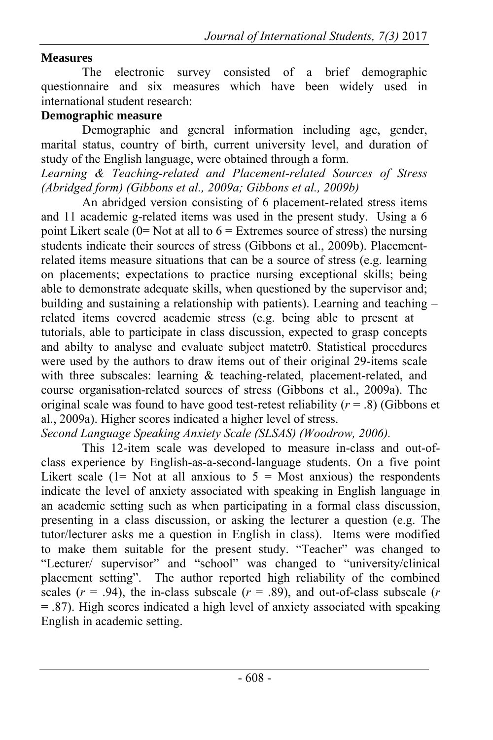**Measures**

The electronic survey consisted of a brief demographic questionnaire and six measures which have been widely used in international student research:

**Demographic measure**

Demographic and general information including age, gender, marital status, country of birth, current university level, and duration of study of the English language, were obtained through a form.

*Learning & Teaching-related and Placement-related Sources of Stress (Abridged form) (Gibbons et al., 2009a; Gibbons et al., 2009b)*

An abridged version consisting of 6 placement-related stress items and 11 academic g-related items was used in the present study. Using a 6 point Likert scale (0= Not at all to 6 = Extremes source of stress) the nursing students indicate their sources of stress (Gibbons et al., 2009b). Placement-related items measure situations that can be a source of stress (e.g. learning on placements; expectations to practice nursing exceptional skills; being able to demonstrate adequate skills, when questioned by the supervisor and; building and sustaining a relationship with patients). Learning and teaching –related items covered academic stress (e.g. being able to present at tutorials, able to participate in class discussion, expected to grasp concepts and abilty to analyse and evaluate subject matetr0. Statistical procedures were used by the authors to draw items out of their original 29-items scale with three subscales: learning & teaching-related, placement-related, and course organisation-related sources of stress (Gibbons et al., 2009a). The original scale was found to have good test-retest reliability ($r$ = .8) (Gibbons et al., 2009a). Higher scores indicated a higher level of stress.

*Second Language Speaking Anxiety Scale (SLSAS) (Woodrow, 2006).*

This 12-item scale was developed to measure in-class and out-of-class experience by English-as-a-second-language students. On a five point Likert scale (1= Not at all anxious to 5 = Most anxious) the respondents indicate the level of anxiety associated with speaking in English language in an academic setting such as when participating in a formal class discussion, presenting in a class discussion, or asking the lecturer a question (e.g. The tutor/lecturer asks me a question in English in class). Items were modified to make them suitable for the present study. "Teacher" was changed to "Lecturer/ supervisor" and "school" was changed to "university/clinical placement setting". The author reported high reliability of the combined scales ($r$ = .94), the in-class subscale ($r$ = .89), and out-of-class subscale ($r$ = .87). High scores indicated a high level of anxiety associated with speaking English in academic setting.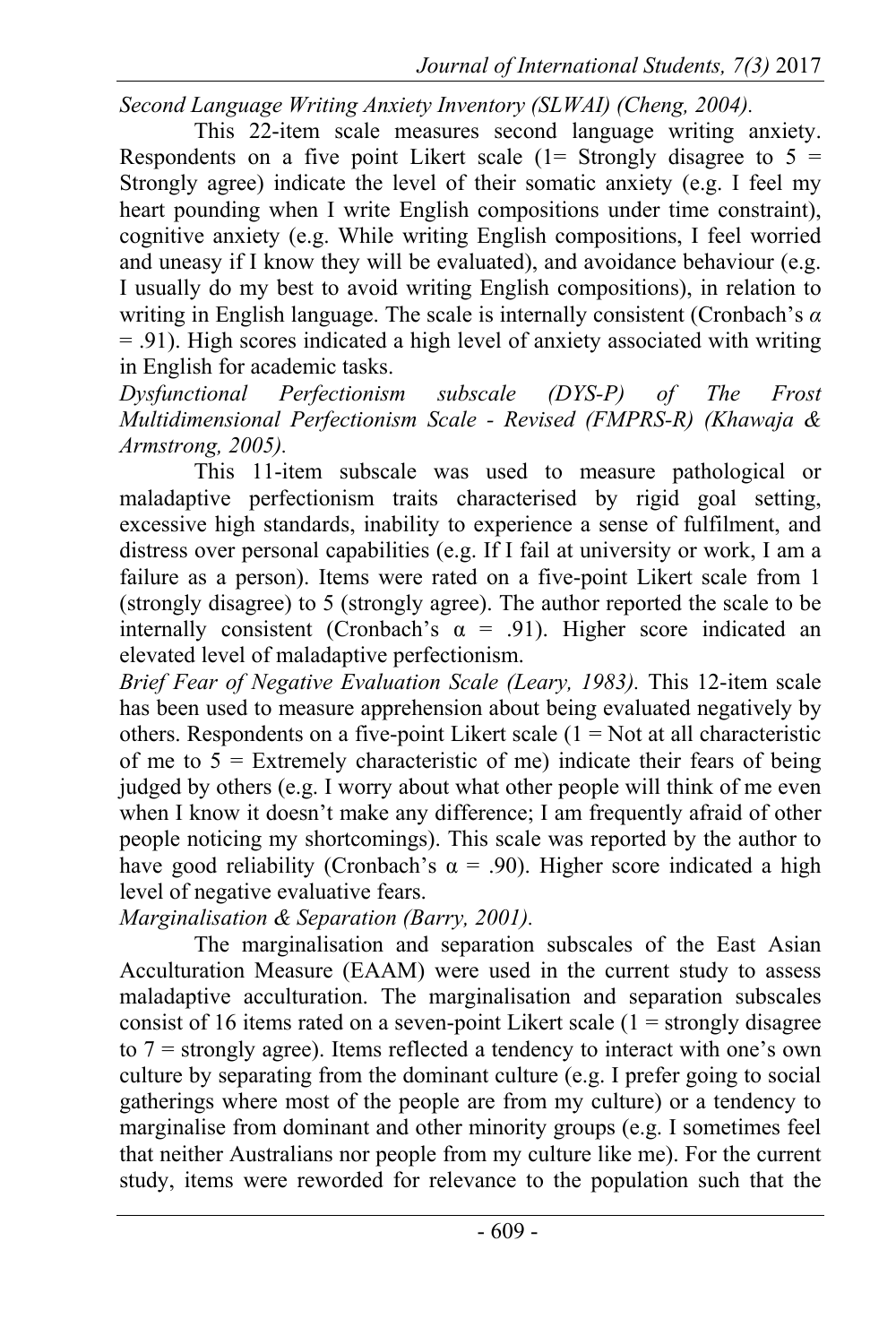*Second Language Writing Anxiety Inventory (SLWAI) (Cheng, 2004).*

This 22-item scale measures second language writing anxiety. Respondents on a five point Likert scale (1= Strongly disagree to 5 = Strongly agree) indicate the level of their somatic anxiety (e.g. I feel my heart pounding when I write English compositions under time constraint), cognitive anxiety (e.g. While writing English compositions, I feel worried and uneasy if I know they will be evaluated), and avoidance behaviour (e.g. I usually do my best to avoid writing English compositions), in relation to writing in English language. The scale is internally consistent (Cronbach's $\alpha$ = .91). High scores indicated a high level of anxiety associated with writing in English for academic tasks.

*Dysfunctional Perfectionism subscale (DYS-P) of The Frost Multidimensional Perfectionism Scale - Revised (FMPRS-R) (Khawaja & Armstrong, 2005).*

This 11-item subscale was used to measure pathological or maladaptive perfectionism traits characterised by rigid goal setting, excessive high standards, inability to experience a sense of fulfilment, and distress over personal capabilities (e.g. If I fail at university or work, I am a failure as a person). Items were rated on a five-point Likert scale from 1 (strongly disagree) to 5 (strongly agree). The author reported the scale to be internally consistent (Cronbach's $\alpha$ = .91). Higher score indicated an elevated level of maladaptive perfectionism.

*Brief Fear of Negative Evaluation Scale (Leary, 1983).* This 12-item scale has been used to measure apprehension about being evaluated negatively by others. Respondents on a five-point Likert scale (1 = Not at all characteristic of me to 5 = Extremely characteristic of me) indicate their fears of being judged by others (e.g. I worry about what other people will think of me even when I know it doesn't make any difference; I am frequently afraid of other people noticing my shortcomings). This scale was reported by the author to have good reliability (Cronbach's $\alpha$ = .90). Higher score indicated a high level of negative evaluative fears.

*Marginalisation & Separation (Barry, 2001).*

The marginalisation and separation subscales of the East Asian Acculturation Measure (EAAM) were used in the current study to assess maladaptive acculturation. The marginalisation and separation subscales consist of 16 items rated on a seven-point Likert scale (1 = strongly disagree to 7 = strongly agree). Items reflected a tendency to interact with one's own culture by separating from the dominant culture (e.g. I prefer going to social gatherings where most of the people are from my culture) or a tendency to marginalise from dominant and other minority groups (e.g. I sometimes feel that neither Australians nor people from my culture like me). For the current study, items were reworded for relevance to the population such that the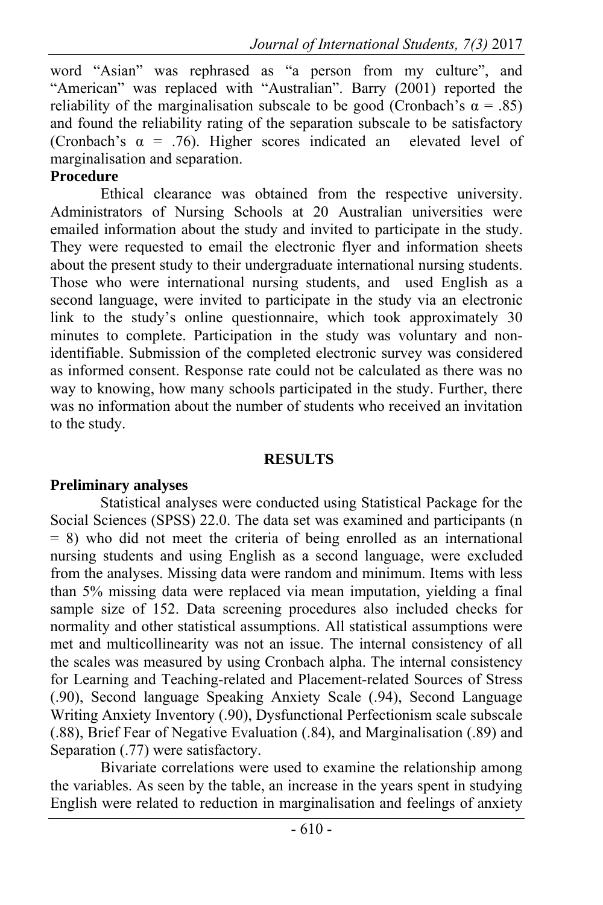word "Asian" was rephrased as "a person from my culture", and "American" was replaced with "Australian". Barry (2001) reported the reliability of the marginalisation subscale to be good (Cronbach's α = .85) and found the reliability rating of the separation subscale to be satisfactory (Cronbach's α = .76). Higher scores indicated an elevated level of marginalisation and separation.

**Procedure**

Ethical clearance was obtained from the respective university. Administrators of Nursing Schools at 20 Australian universities were emailed information about the study and invited to participate in the study. They were requested to email the electronic flyer and information sheets about the present study to their undergraduate international nursing students. Those who were international nursing students, and used English as a second language, were invited to participate in the study via an electronic link to the study's online questionnaire, which took approximately 30 minutes to complete. Participation in the study was voluntary and non-identifiable. Submission of the completed electronic survey was considered as informed consent. Response rate could not be calculated as there was no way to knowing, how many schools participated in the study. Further, there was no information about the number of students who received an invitation to the study.

## RESULTS

**Preliminary analyses**

Statistical analyses were conducted using Statistical Package for the Social Sciences (SPSS) 22.0. The data set was examined and participants (n = 8) who did not meet the criteria of being enrolled as an international nursing students and using English as a second language, were excluded from the analyses. Missing data were random and minimum. Items with less than 5% missing data were replaced via mean imputation, yielding a final sample size of 152. Data screening procedures also included checks for normality and other statistical assumptions. All statistical assumptions were met and multicollinearity was not an issue. The internal consistency of all the scales was measured by using Cronbach alpha. The internal consistency for Learning and Teaching-related and Placement-related Sources of Stress (.90), Second language Speaking Anxiety Scale (.94), Second Language Writing Anxiety Inventory (.90), Dysfunctional Perfectionism scale subscale (.88), Brief Fear of Negative Evaluation (.84), and Marginalisation (.89) and Separation (.77) were satisfactory.

Bivariate correlations were used to examine the relationship among the variables. As seen by the table, an increase in the years spent in studying English were related to reduction in marginalisation and feelings of anxiety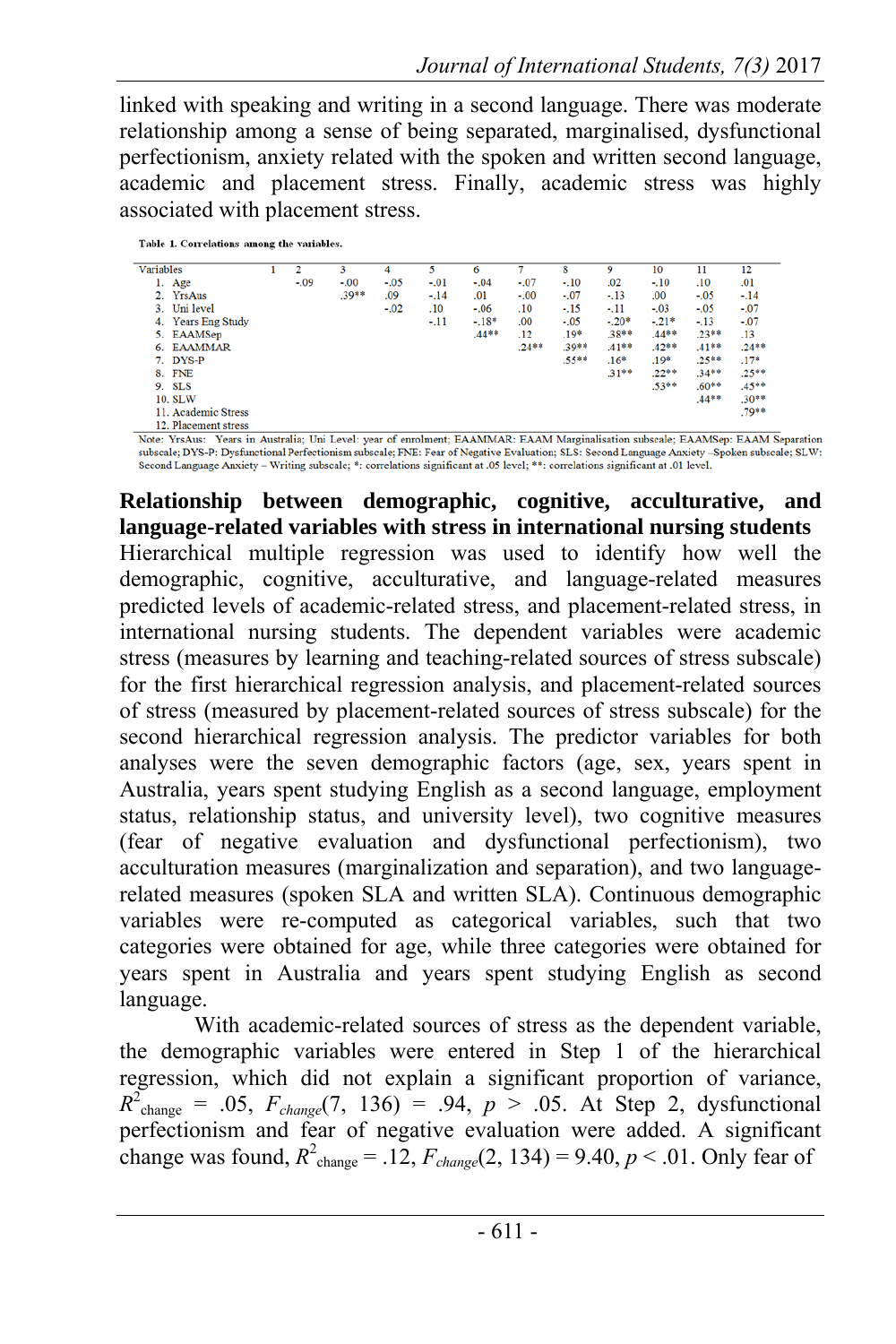linked with speaking and writing in a second language. There was moderate relationship among a sense of being separated, marginalised, dysfunctional perfectionism, anxiety related with the spoken and written second language, academic and placement stress. Finally, academic stress was highly associated with placement stress.

**Table 1. Correlations among the variables.**

| Variables | 1 | 2 | 3 | 4 | 5 | 6 | 7 | 8 | 9 | 10 | 11 | 12 |
|---|---|---|---|---|---|---|---|---|---|---|---|---|
| 1. Age | | -.09 | -.00 | -.05 | -.01 | -.04 | -.07 | -.10 | .02 | -.10 | .10 | .01 |
| 2. YrsAus | | | .39** | .09 | -.14 | .01 | -.00 | -.07 | -.13 | .00 | -.05 | -.14 |
| 3. Uni level | | | | -.02 | .10 | -.06 | .10 | -.15 | -.11 | -.03 | -.05 | -.07 |
| 4. Years Eng Study | | | | | -.11 | -.18* | .00 | -.05 | -.20* | -.21* | -.13 | -.07 |
| 5. EAAMSep | | | | | | .44** | .12 | .19* | .38** | .44** | .23** | .13 |
| 6. EAAMMAR | | | | | | | .24** | .39** | .41** | .42** | .41** | .24** |
| 7. DYS-P | | | | | | | | .55** | .16* | .19* | .25** | .17* |
| 8. FNE | | | | | | | | | .31** | .22** | .34** | .25** |
| 9. SLS | | | | | | | | | | .53** | .60** | .45** |
| 10. SLW | | | | | | | | | | | .44** | .30** |
| 11. Academic Stress | | | | | | | | | | | | .79** |
| 12. Placement stress | | | | | | | | | | | | |

Note: YrsAus: Years in Australia; Uni Level: year of enrolment; EAAMMAR: EAAM Marginalisation subscale; EAAMSep: EAAM Separation subscale; DYS-P: Dysfunctional Perfectionism subscale; FNE: Fear of Negative Evaluation; SLS: Second Language Anxiety –Spoken subscale; SLW: Second Language Anxiety – Writing subscale; *: correlations significant at .05 level; **: correlations significant at .01 level.

**Relationship between demographic, cognitive, acculturative, and language-related variables with stress in international nursing students**

Hierarchical multiple regression was used to identify how well the demographic, cognitive, acculturative, and language-related measures predicted levels of academic-related stress, and placement-related stress, in international nursing students. The dependent variables were academic stress (measures by learning and teaching-related sources of stress subscale) for the first hierarchical regression analysis, and placement-related sources of stress (measured by placement-related sources of stress subscale) for the second hierarchical regression analysis. The predictor variables for both analyses were the seven demographic factors (age, sex, years spent in Australia, years spent studying English as a second language, employment status, relationship status, and university level), two cognitive measures (fear of negative evaluation and dysfunctional perfectionism), two acculturation measures (marginalization and separation), and two language-related measures (spoken SLA and written SLA). Continuous demographic variables were re-computed as categorical variables, such that two categories were obtained for age, while three categories were obtained for years spent in Australia and years spent studying English as second language.

With academic-related sources of stress as the dependent variable, the demographic variables were entered in Step 1 of the hierarchical regression, which did not explain a significant proportion of variance, $R^2_{\text{change}}$ = .05, $F_{change}(7, 136)$ = .94, $p$ > .05. At Step 2, dysfunctional perfectionism and fear of negative evaluation were added. A significant change was found, $R^2_{\text{change}}$ = .12, $F_{change}(2, 134)$ = 9.40, $p$ < .01. Only fear of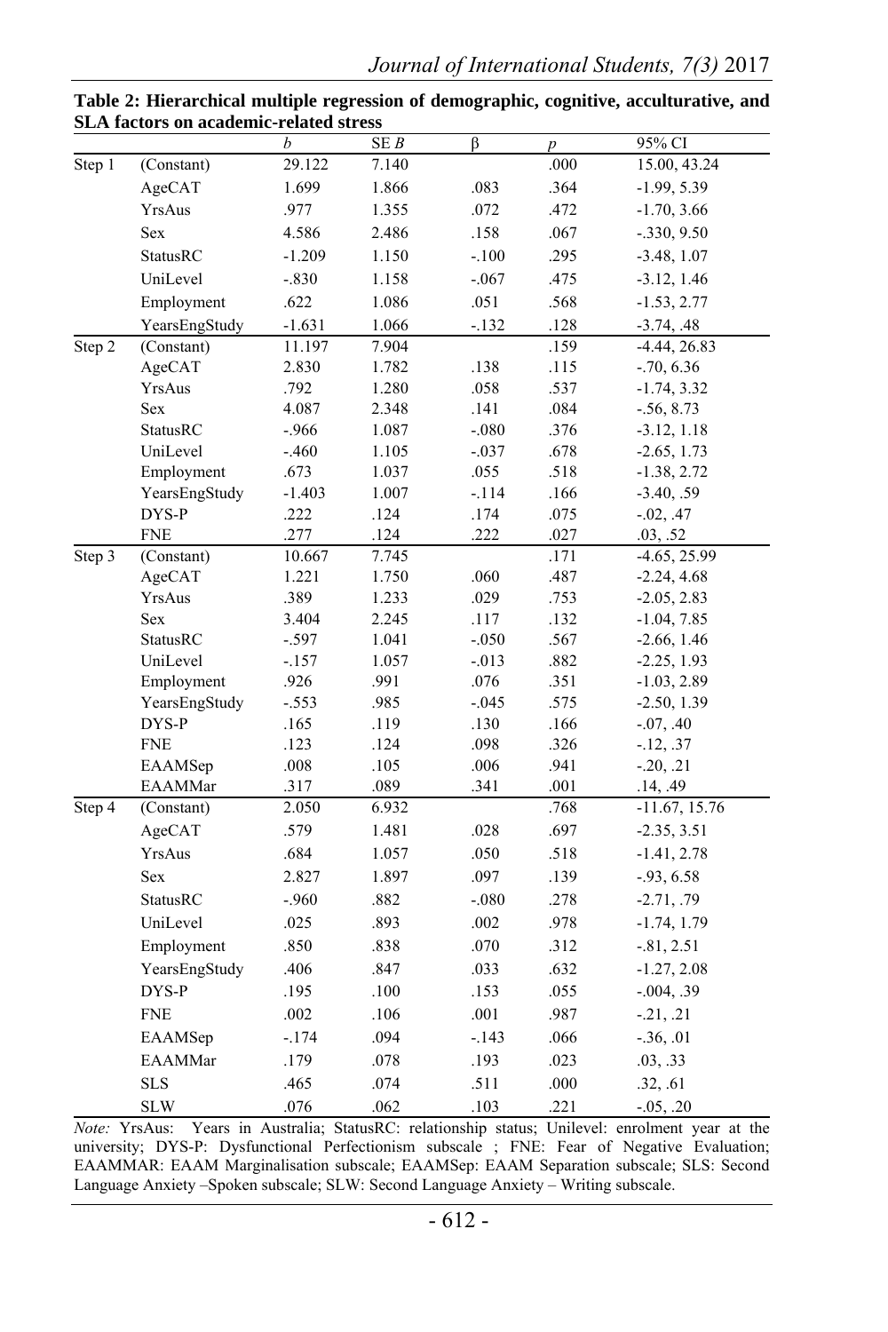**Table 2: Hierarchical multiple regression of demographic, cognitive, acculturative, and SLA factors on academic-related stress**

| | | *b* | SE *B* | β | *p* | 95% CI |
|---|---|---|---|---|---|---|
| Step 1 | (Constant) | 29.122 | 7.140 | | .000 | 15.00, 43.24 |
| | AgeCAT | 1.699 | 1.866 | .083 | .364 | -1.99, 5.39 |
| | YrsAus | .977 | 1.355 | .072 | .472 | -1.70, 3.66 |
| | Sex | 4.586 | 2.486 | .158 | .067 | -.330, 9.50 |
| | StatusRC | -1.209 | 1.150 | -.100 | .295 | -3.48, 1.07 |
| | UniLevel | -.830 | 1.158 | -.067 | .475 | -3.12, 1.46 |
| | Employment | .622 | 1.086 | .051 | .568 | -1.53, 2.77 |
| | YearsEngStudy | -1.631 | 1.066 | -.132 | .128 | -3.74, .48 |
| Step 2 | (Constant) | 11.197 | 7.904 | | .159 | -4.44, 26.83 |
| | AgeCAT | 2.830 | 1.782 | .138 | .115 | -.70, 6.36 |
| | YrsAus | .792 | 1.280 | .058 | .537 | -1.74, 3.32 |
| | Sex | 4.087 | 2.348 | .141 | .084 | -.56, 8.73 |
| | StatusRC | -.966 | 1.087 | -.080 | .376 | -3.12, 1.18 |
| | UniLevel | -.460 | 1.105 | -.037 | .678 | -2.65, 1.73 |
| | Employment | .673 | 1.037 | .055 | .518 | -1.38, 2.72 |
| | YearsEngStudy | -1.403 | 1.007 | -.114 | .166 | -3.40, .59 |
| | DYS-P | .222 | .124 | .174 | .075 | -.02, .47 |
| | FNE | .277 | .124 | .222 | .027 | .03, .52 |
| Step 3 | (Constant) | 10.667 | 7.745 | | .171 | -4.65, 25.99 |
| | AgeCAT | 1.221 | 1.750 | .060 | .487 | -2.24, 4.68 |
| | YrsAus | .389 | 1.233 | .029 | .753 | -2.05, 2.83 |
| | Sex | 3.404 | 2.245 | .117 | .132 | -1.04, 7.85 |
| | StatusRC | -.597 | 1.041 | -.050 | .567 | -2.66, 1.46 |
| | UniLevel | -.157 | 1.057 | -.013 | .882 | -2.25, 1.93 |
| | Employment | .926 | .991 | .076 | .351 | -1.03, 2.89 |
| | YearsEngStudy | -.553 | .985 | -.045 | .575 | -2.50, 1.39 |
| | DYS-P | .165 | .119 | .130 | .166 | -.07, .40 |
| | FNE | .123 | .124 | .098 | .326 | -.12, .37 |
| | EAAMSep | .008 | .105 | .006 | .941 | -.20, .21 |
| | EAAMMar | .317 | .089 | .341 | .001 | .14, .49 |
| Step 4 | (Constant) | 2.050 | 6.932 | | .768 | -11.67, 15.76 |
| | AgeCAT | .579 | 1.481 | .028 | .697 | -2.35, 3.51 |
| | YrsAus | .684 | 1.057 | .050 | .518 | -1.41, 2.78 |
| | Sex | 2.827 | 1.897 | .097 | .139 | -.93, 6.58 |
| | StatusRC | -.960 | .882 | -.080 | .278 | -2.71, .79 |
| | UniLevel | .025 | .893 | .002 | .978 | -1.74, 1.79 |
| | Employment | .850 | .838 | .070 | .312 | -.81, 2.51 |
| | YearsEngStudy | .406 | .847 | .033 | .632 | -1.27, 2.08 |
| | DYS-P | .195 | .100 | .153 | .055 | -.004, .39 |
| | FNE | .002 | .106 | .001 | .987 | -.21, .21 |
| | EAAMSep | -.174 | .094 | -.143 | .066 | -.36, .01 |
| | EAAMMar | .179 | .078 | .193 | .023 | .03, .33 |
| | SLS | .465 | .074 | .511 | .000 | .32, .61 |
| | SLW | .076 | .062 | .103 | .221 | -.05, .20 |

*Note:* YrsAus: Years in Australia; StatusRC: relationship status; Unilevel: enrolment year at the university; DYS-P: Dysfunctional Perfectionism subscale ; FNE: Fear of Negative Evaluation; EAAMMAR: EAAM Marginalisation subscale; EAAMSep: EAAM Separation subscale; SLS: Second Language Anxiety –Spoken subscale; SLW: Second Language Anxiety – Writing subscale.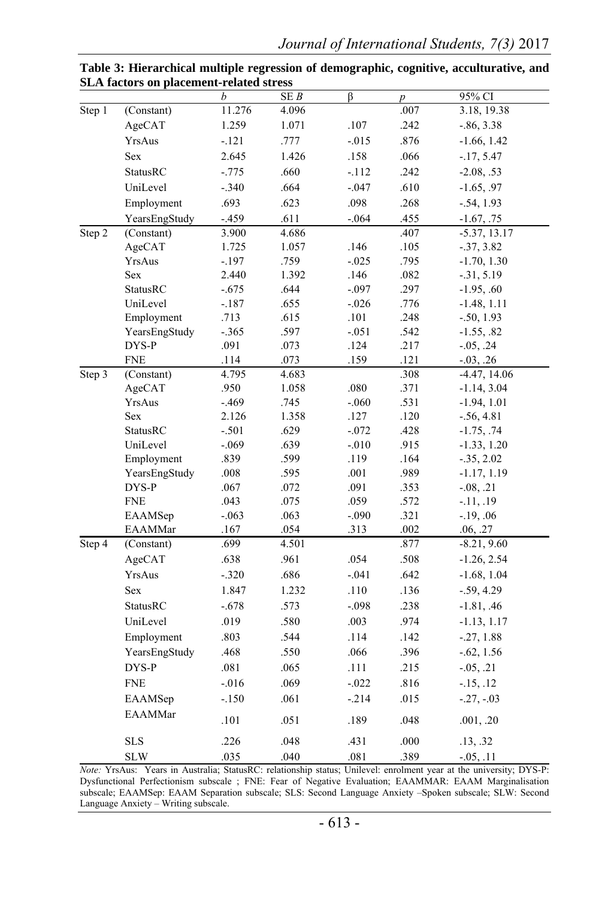**Table 3: Hierarchical multiple regression of demographic, cognitive, accultrative, and SLA factors on placement-related stress**

| | | *b* | SE *B* | β | *p* | 95% CI |
|---|---|---|---|---|---|---|
| Step 1 | (Constant) | 11.276 | 4.096 | | .007 | 3.18, 19.38 |
| | AgeCAT | 1.259 | 1.071 | .107 | .242 | -.86, 3.38 |
| | YrsAus | -.121 | .777 | -.015 | .876 | -1.66, 1.42 |
| | Sex | 2.645 | 1.426 | .158 | .066 | -.17, 5.47 |
| | StatusRC | -.775 | .660 | -.112 | .242 | -2.08, .53 |
| | UniLevel | -.340 | .664 | -.047 | .610 | -1.65, .97 |
| | Employment | .693 | .623 | .098 | .268 | -.54, 1.93 |
| | YearsEngStudy | -.459 | .611 | -.064 | .455 | -1.67, .75 |
| Step 2 | (Constant) | 3.900 | 4.686 | | .407 | -5.37, 13.17 |
| | AgeCAT | 1.725 | 1.057 | .146 | .105 | -.37, 3.82 |
| | YrsAus | -.197 | .759 | -.025 | .795 | -1.70, 1.30 |
| | Sex | 2.440 | 1.392 | .146 | .082 | -.31, 5.19 |
| | StatusRC | -.675 | .644 | -.097 | .297 | -1.95, .60 |
| | UniLevel | -.187 | .655 | -.026 | .776 | -1.48, 1.11 |
| | Employment | .713 | .615 | .101 | .248 | -.50, 1.93 |
| | YearsEngStudy | -.365 | .597 | -.051 | .542 | -1.55, .82 |
| | DYS-P | .091 | .073 | .124 | .217 | -.05, .24 |
| | FNE | .114 | .073 | .159 | .121 | -.03, .26 |
| Step 3 | (Constant) | 4.795 | 4.683 | | .308 | -4.47, 14.06 |
| | AgeCAT | .950 | 1.058 | .080 | .371 | -1.14, 3.04 |
| | YrsAus | -.469 | .745 | -.060 | .531 | -1.94, 1.01 |
| | Sex | 2.126 | 1.358 | .127 | .120 | -.56, 4.81 |
| | StatusRC | -.501 | .629 | -.072 | .428 | -1.75, .74 |
| | UniLevel | -.069 | .639 | -.010 | .915 | -1.33, 1.20 |
| | Employment | .839 | .599 | .119 | .164 | -.35, 2.02 |
| | YearsEngStudy | .008 | .595 | .001 | .989 | -1.17, 1.19 |
| | DYS-P | .067 | .072 | .091 | .353 | -.08, .21 |
| | FNE | .043 | .075 | .059 | .572 | -.11, .19 |
| | EAAMSep | -.063 | .063 | -.090 | .321 | -.19, .06 |
| | EAAMMar | .167 | .054 | .313 | .002 | .06, .27 |
| Step 4 | (Constant) | .699 | 4.501 | | .877 | -8.21, 9.60 |
| | AgeCAT | .638 | .961 | .054 | .508 | -1.26, 2.54 |
| | YrsAus | -.320 | .686 | -.041 | .642 | -1.68, 1.04 |
| | Sex | 1.847 | 1.232 | .110 | .136 | -.59, 4.29 |
| | StatusRC | -.678 | .573 | -.098 | .238 | -1.81, .46 |
| | UniLevel | .019 | .580 | .003 | .974 | -1.13, 1.17 |
| | Employment | .803 | .544 | .114 | .142 | -.27, 1.88 |
| | YearsEngStudy | .468 | .550 | .066 | .396 | -.62, 1.56 |
| | DYS-P | .081 | .065 | .111 | .215 | -.05, .21 |
| | FNE | -.016 | .069 | -.022 | .816 | -.15, .12 |
| | EAAMSep | -.150 | .061 | -.214 | .015 | -.27, -.03 |
| | EAAMMar | .101 | .051 | .189 | .048 | .001, .20 |
| | SLS | .226 | .048 | .431 | .000 | .13, .32 |
| | SLW | .035 | .040 | .081 | .389 | -.05, .11 |

*Note:* YrsAus: Years in Australia; StatusRC: relationship status; Unilevel: enrolment year at the university; DYS-P: Dysfunctional Perfectionism subscale ; FNE: Fear of Negative Evaluation; EAAMMAR: EAAM Marginalisation subscale; EAAMSep: EAAM Separation subscale; SLS: Second Language Anxiety –Spoken subscale; SLW: Second Language Anxiety – Writing subscale.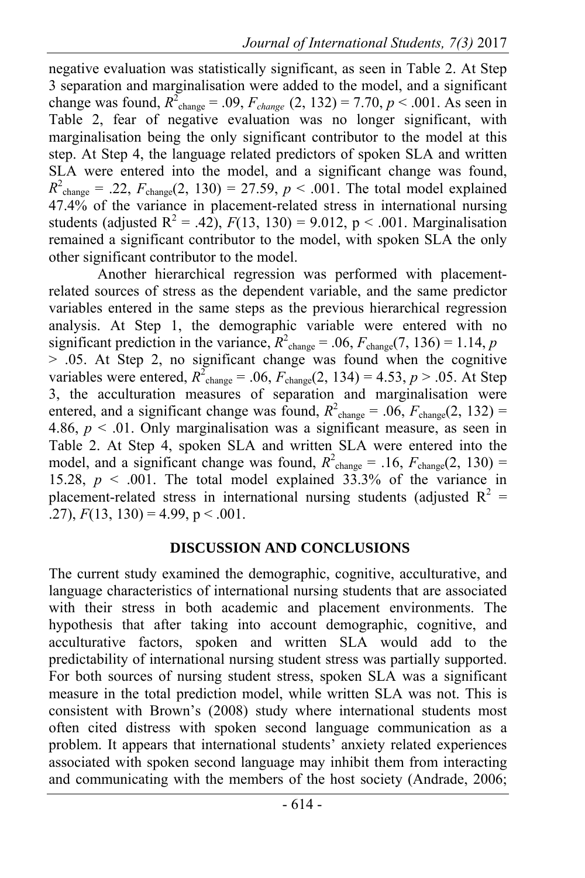negative evaluation was statistically significant, as seen in Table 2. At Step 3 separation and marginalisation were added to the model, and a significant change was found, $R^2_{change} = .09$, $F_{change}$ $(2, 132) = 7.70$, $p < .001$. As seen in Table 2, fear of negative evaluation was no longer significant, with marginalisation being the only significant contributor to the model at this step. At Step 4, the language related predictors of spoken SLA and written SLA were entered into the model, and a significant change was found, $R^2_{change} = .22$, $F_{change}(2, 130) = 27.59$, $p < .001$. The total model explained 47.4% of the variance in placement-related stress in international nursing students (adjusted $R^2 = .42$), $F(13, 130) = 9.012$, $p < .001$. Marginalisation remained a significant contributor to the model, with spoken SLA the only other significant contributor to the model.

Another hierarchical regression was performed with placement-related sources of stress as the dependent variable, and the same predictor variables entered in the same steps as the previous hierarchical regression analysis. At Step 1, the demographic variable were entered with no significant prediction in the variance, $R^2_{change} = .06$, $F_{change}(7, 136) = 1.14$, $p > .05$. At Step 2, no significant change was found when the cognitive variables were entered, $R^2_{change} = .06$, $F_{change}(2, 134) = 4.53$, $p > .05$. At Step 3, the acculturation measures of separation and marginalisation were entered, and a significant change was found, $R^2_{change} = .06$, $F_{change}(2, 132) = 4.86$, $p < .01$. Only marginalisation was a significant measure, as seen in Table 2. At Step 4, spoken SLA and written SLA were entered into the model, and a significant change was found, $R^2_{change} = .16$, $F_{change}(2, 130) = 15.28$, $p < .001$. The total model explained 33.3% of the variance in placement-related stress in international nursing students (adjusted $R^2 = .27$), $F(13, 130) = 4.99$, $p < .001$.

## DISCUSSION AND CONCLUSIONS

The current study examined the demographic, cognitive, acculturative, and language characteristics of international nursing students that are associated with their stress in both academic and placement environments. The hypothesis that after taking into account demographic, cognitive, and acculturative factors, spoken and written SLA would add to the predictability of international nursing student stress was partially supported. For both sources of nursing student stress, spoken SLA was a significant measure in the total prediction model, while written SLA was not. This is consistent with Brown's (2008) study where international students most often cited distress with spoken second language communication as a problem. It appears that international students' anxiety related experiences associated with spoken second language may inhibit them from interacting and communicating with the members of the host society (Andrade, 2006;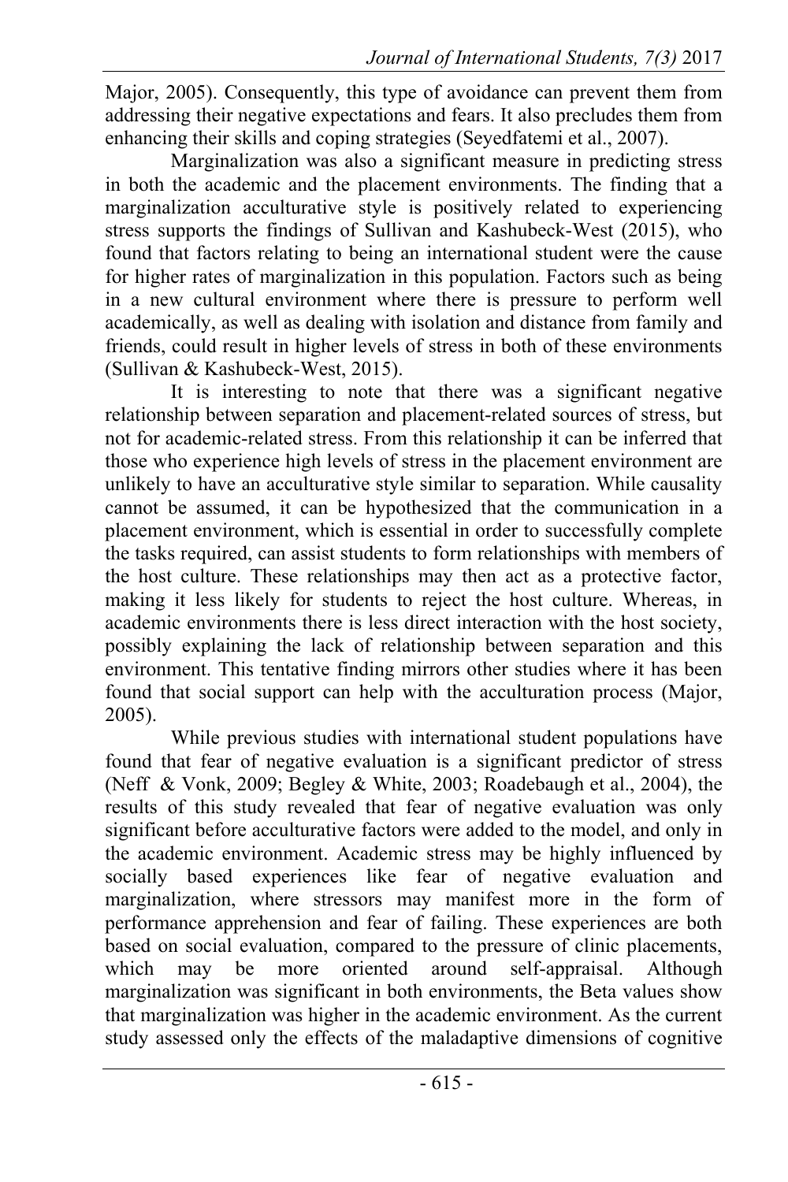Major, 2005). Consequently, this type of avoidance can prevent them from addressing their negative expectations and fears. It also precludes them from enhancing their skills and coping strategies (Seyedfatemi et al., 2007).

Marginalization was also a significant measure in predicting stress in both the academic and the placement environments. The finding that a marginalization acculturative style is positively related to experiencing stress supports the findings of Sullivan and Kashubeck-West (2015), who found that factors relating to being an international student were the cause for higher rates of marginalization in this population. Factors such as being in a new cultural environment where there is pressure to perform well academically, as well as dealing with isolation and distance from family and friends, could result in higher levels of stress in both of these environments (Sullivan & Kashubeck-West, 2015).

It is interesting to note that there was a significant negative relationship between separation and placement-related sources of stress, but not for academic-related stress. From this relationship it can be inferred that those who experience high levels of stress in the placement environment are unlikely to have an acculturative style similar to separation. While causality cannot be assumed, it can be hypothesized that the communication in a placement environment, which is essential in order to successfully complete the tasks required, can assist students to form relationships with members of the host culture. These relationships may then act as a protective factor, making it less likely for students to reject the host culture. Whereas, in academic environments there is less direct interaction with the host society, possibly explaining the lack of relationship between separation and this environment. This tentative finding mirrors other studies where it has been found that social support can help with the acculturation process (Major, 2005).

While previous studies with international student populations have found that fear of negative evaluation is a significant predictor of stress (Neff & Vonk, 2009; Begley & White, 2003; Roadebaugh et al., 2004), the results of this study revealed that fear of negative evaluation was only significant before acculturative factors were added to the model, and only in the academic environment. Academic stress may be highly influenced by socially based experiences like fear of negative evaluation and marginalization, where stressors may manifest more in the form of performance apprehension and fear of failing. These experiences are both based on social evaluation, compared to the pressure of clinic placements, which may be more oriented around self-appraisal. Although marginalization was significant in both environments, the Beta values show that marginalization was higher in the academic environment. As the current study assessed only the effects of the maladaptive dimensions of cognitive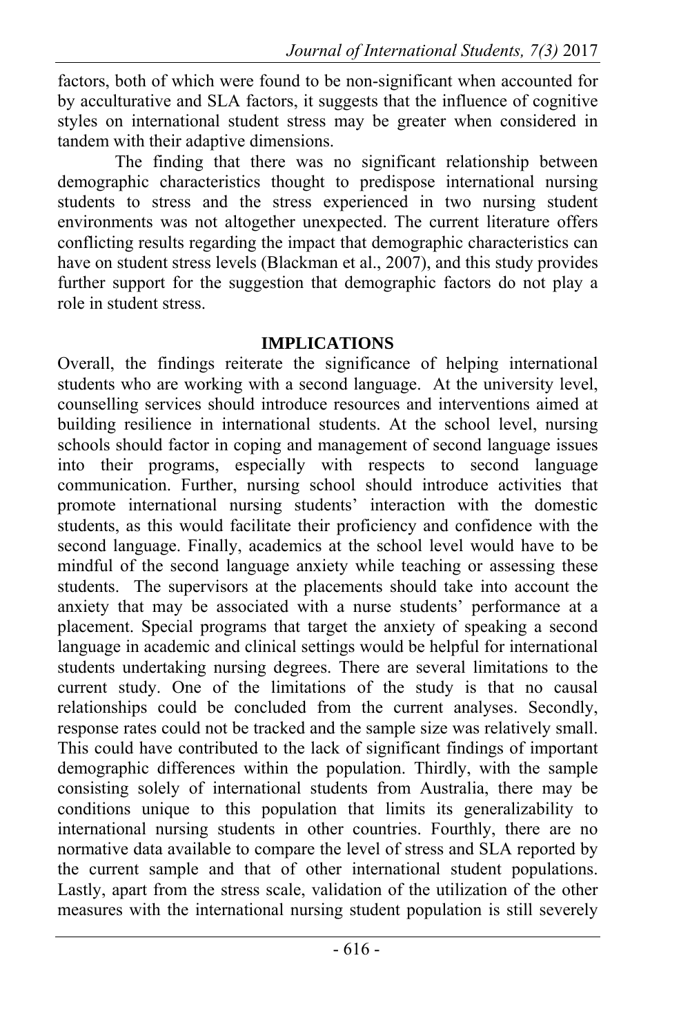factors, both of which were found to be non-significant when accounted for by acculturative and SLA factors, it suggests that the influence of cognitive styles on international student stress may be greater when considered in tandem with their adaptive dimensions.

The finding that there was no significant relationship between demographic characteristics thought to predispose international nursing students to stress and the stress experienced in two nursing student environments was not altogether unexpected. The current literature offers conflicting results regarding the impact that demographic characteristics can have on student stress levels (Blackman et al., 2007), and this study provides further support for the suggestion that demographic factors do not play a role in student stress.

## IMPLICATIONS

Overall, the findings reiterate the significance of helping international students who are working with a second language. At the university level, counselling services should introduce resources and interventions aimed at building resilience in international students. At the school level, nursing schools should factor in coping and management of second language issues into their programs, especially with respects to second language communication. Further, nursing school should introduce activities that promote international nursing students' interaction with the domestic students, as this would facilitate their proficiency and confidence with the second language. Finally, academics at the school level would have to be mindful of the second language anxiety while teaching or assessing these students. The supervisors at the placements should take into account the anxiety that may be associated with a nurse students' performance at a placement. Special programs that target the anxiety of speaking a second language in academic and clinical settings would be helpful for international students undertaking nursing degrees. There are several limitations to the current study. One of the limitations of the study is that no causal relationships could be concluded from the current analyses. Secondly, response rates could not be tracked and the sample size was relatively small. This could have contributed to the lack of significant findings of important demographic differences within the population. Thirdly, with the sample consisting solely of international students from Australia, there may be conditions unique to this population that limits its generalizability to international nursing students in other countries. Fourthly, there are no normative data available to compare the level of stress and SLA reported by the current sample and that of other international student populations. Lastly, apart from the stress scale, validation of the utilization of the other measures with the international nursing student population is still severely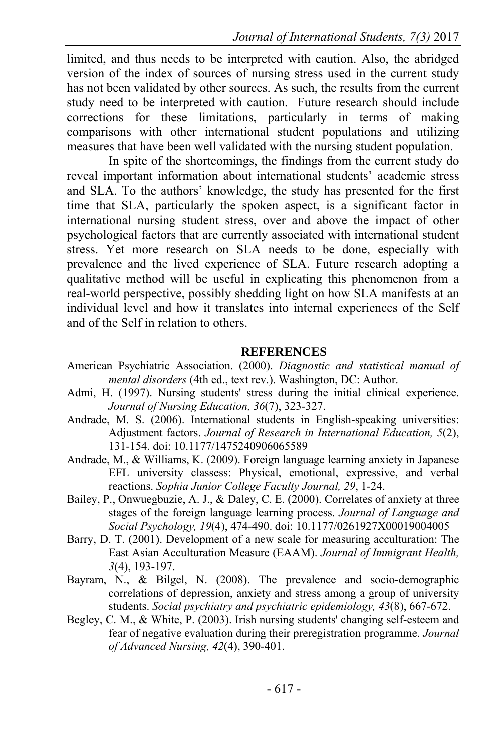limited, and thus needs to be interpreted with caution. Also, the abridged version of the index of sources of nursing stress used in the current study has not been validated by other sources. As such, the results from the current study need to be interpreted with caution. Future research should include corrections for these limitations, particularly in terms of making comparisons with other international student populations and utilizing measures that have been well validated with the nursing student population.

In spite of the shortcomings, the findings from the current study do reveal important information about international students' academic stress and SLA. To the authors' knowledge, the study has presented for the first time that SLA, particularly the spoken aspect, is a significant factor in international nursing student stress, over and above the impact of other psychological factors that are currently associated with international student stress. Yet more research on SLA needs to be done, especially with prevalence and the lived experience of SLA. Future research adopting a qualitative method will be useful in explicating this phenomenon from a real-world perspective, possibly shedding light on how SLA manifests at an individual level and how it translates into internal experiences of the Self and of the Self in relation to others.

## REFERENCES

American Psychiatric Association. (2000). *Diagnostic and statistical manual of mental disorders* (4th ed., text rev.). Washington, DC: Author.

Admi, H. (1997). Nursing students' stress during the initial clinical experience. *Journal of Nursing Education, 36*(7), 323-327.

Andrade, M. S. (2006). International students in English-speaking universities: Adjustment factors. *Journal of Research in International Education, 5*(2), 131-154. doi: 10.1177/1475240906065589

Andrade, M., & Williams, K. (2009). Foreign language learning anxiety in Japanese EFL university classess: Physical, emotional, expressive, and verbal reactions. *Sophia Junior College Faculty Journal, 29*, 1-24.

Bailey, P., Onwuegbuzie, A. J., & Daley, C. E. (2000). Correlates of anxiety at three stages of the foreign language learning process. *Journal of Language and Social Psychology, 19*(4), 474-490. doi: 10.1177/0261927X00019004005

Barry, D. T. (2001). Development of a new scale for measuring acculturation: The East Asian Acculturation Measure (EAAM). *Journal of Immigrant Health, 3*(4), 193-197.

Bayram, N., & Bilgel, N. (2008). The prevalence and socio-demographic correlations of depression, anxiety and stress among a group of university students. *Social psychiatry and psychiatric epidemiology, 43*(8), 667-672.

Begley, C. M., & White, P. (2003). Irish nursing students' changing self-esteem and fear of negative evaluation during their preregistration programme. *Journal of Advanced Nursing, 42*(4), 390-401.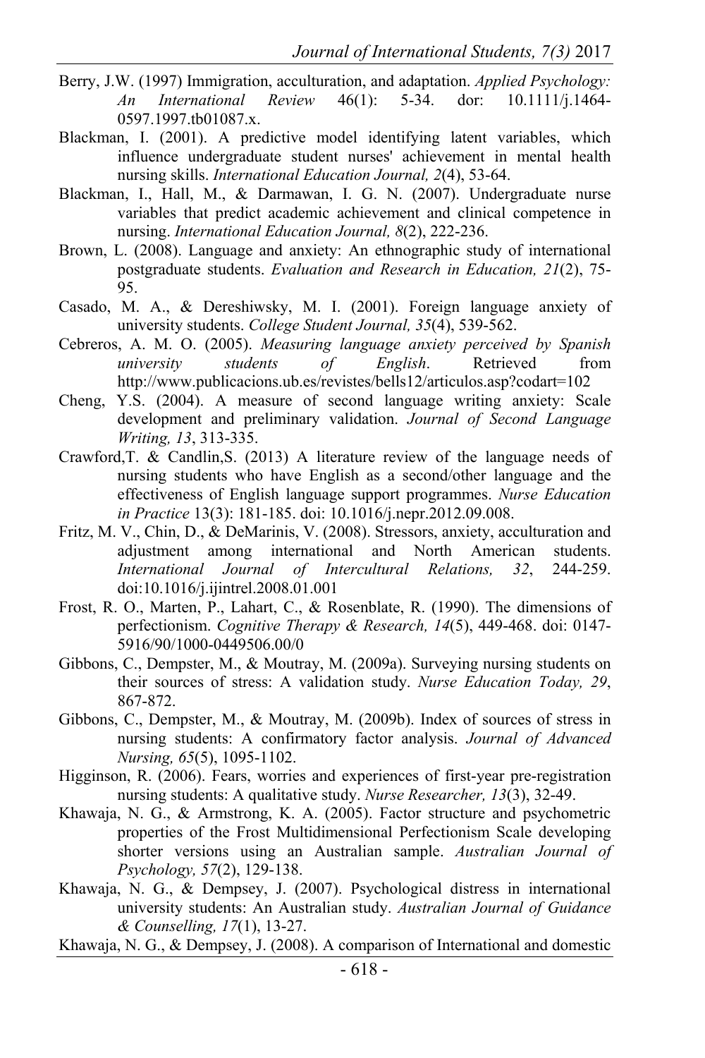Berry, J.W. (1997) Immigration, acculturation, and adaptation. *Applied Psychology: An International Review* 46(1): 5-34. dor: 10.1111/j.1464-0597.1997.tb01087.x.

Blackman, I. (2001). A predictive model identifying latent variables, which influence undergraduate student nurses' achievement in mental health nursing skills. *International Education Journal, 2*(4), 53-64.

Blackman, I., Hall, M., & Darmawan, I. G. N. (2007). Undergraduate nurse variables that predict academic achievement and clinical competence in nursing. *International Education Journal, 8*(2), 222-236.

Brown, L. (2008). Language and anxiety: An ethnographic study of international postgraduate students. *Evaluation and Research in Education, 21*(2), 75-95.

Casado, M. A., & Dereshiwsky, M. I. (2001). Foreign language anxiety of university students. *College Student Journal, 35*(4), 539-562.

Cebreros, A. M. O. (2005). *Measuring language anxiety perceived by Spanish university students of English*. Retrieved from http://www.publicacions.ub.es/revistes/bells12/articulos.asp?codart=102

Cheng, Y.S. (2004). A measure of second language writing anxiety: Scale development and preliminary validation. *Journal of Second Language Writing, 13*, 313-335.

Crawford,T. & Candlin,S. (2013) A literature review of the language needs of nursing students who have English as a second/other language and the effectiveness of English language support programmes. *Nurse Education in Practice* 13(3): 181-185. doi: 10.1016/j.nepr.2012.09.008.

Fritz, M. V., Chin, D., & DeMarinis, V. (2008). Stressors, anxiety, acculturation and adjustment among international and North American students. *International Journal of Intercultural Relations, 32*, 244-259. doi:10.1016/j.ijintrel.2008.01.001

Frost, R. O., Marten, P., Lahart, C., & Rosenblate, R. (1990). The dimensions of perfectionism. *Cognitive Therapy & Research, 14*(5), 449-468. doi: 0147-5916/90/1000-0449506.00/0

Gibbons, C., Dempster, M., & Moutray, M. (2009a). Surveying nursing students on their sources of stress: A validation study. *Nurse Education Today, 29*, 867-872.

Gibbons, C., Dempster, M., & Moutray, M. (2009b). Index of sources of stress in nursing students: A confirmatory factor analysis. *Journal of Advanced Nursing, 65*(5), 1095-1102.

Higginson, R. (2006). Fears, worries and experiences of first-year pre-registration nursing students: A qualitative study. *Nurse Researcher, 13*(3), 32-49.

Khawaja, N. G., & Armstrong, K. A. (2005). Factor structure and psychometric properties of the Frost Multidimensional Perfectionism Scale developing shorter versions using an Australian sample. *Australian Journal of Psychology, 57*(2), 129-138.

Khawaja, N. G., & Dempsey, J. (2007). Psychological distress in international university students: An Australian study. *Australian Journal of Guidance & Counselling, 17*(1), 13-27.

Khawaja, N. G., & Dempsey, J. (2008). A comparison of International and domestic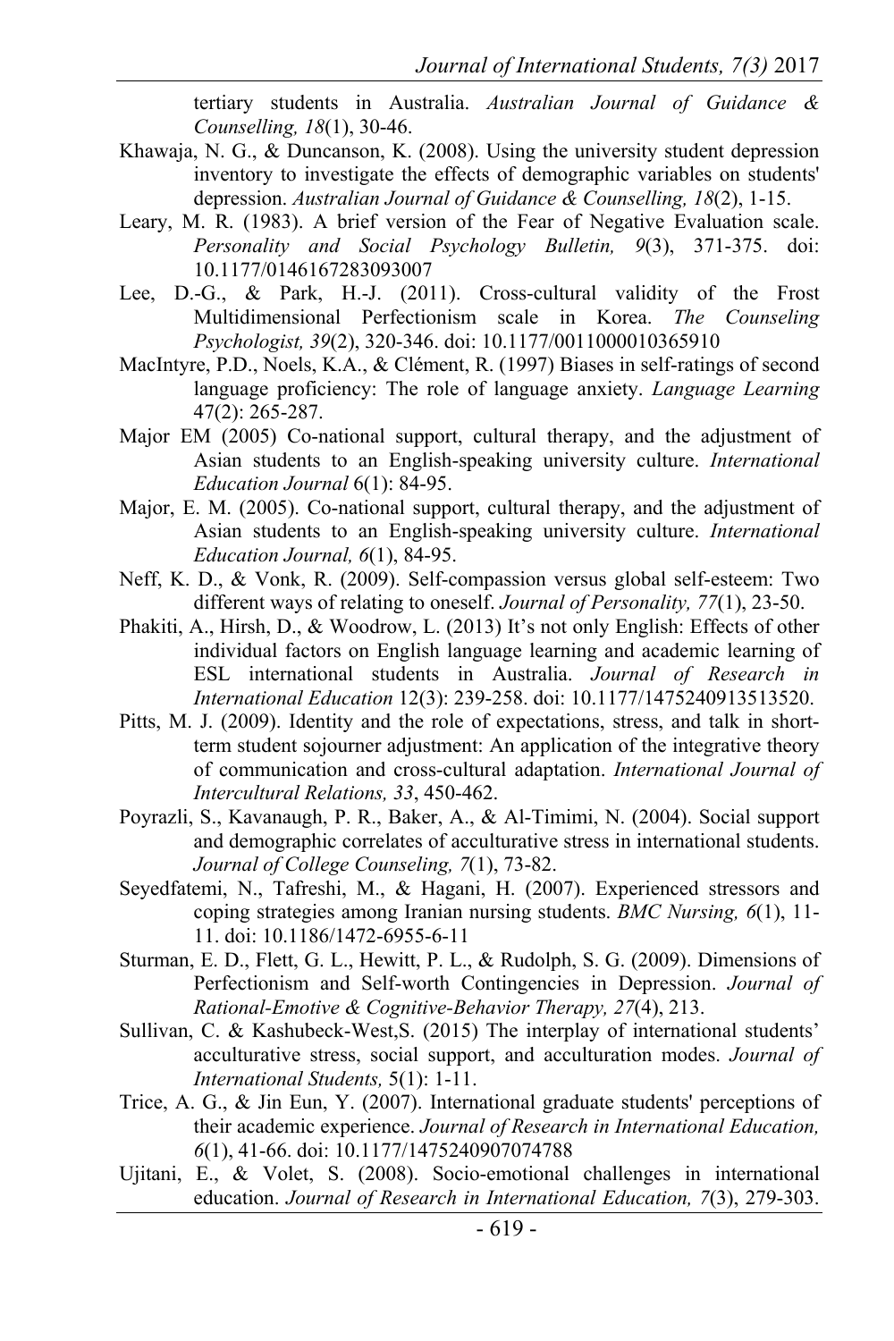tertiary students in Australia. *Australian Journal of Guidance & Counselling, 18*(1), 30-46.

Khawaja, N. G., & Duncanson, K. (2008). Using the university student depression inventory to investigate the effects of demographic variables on students' depression. *Australian Journal of Guidance & Counselling, 18*(2), 1-15.

Leary, M. R. (1983). A brief version of the Fear of Negative Evaluation scale. *Personality and Social Psychology Bulletin, 9*(3), 371-375. doi: 10.1177/0146167283093007

Lee, D.-G., & Park, H.-J. (2011). Cross-cultural validity of the Frost Multidimensional Perfectionism scale in Korea. *The Counseling Psychologist, 39*(2), 320-346. doi: 10.1177/0011000010365910

MacIntyre, P.D., Noels, K.A., & Clément, R. (1997) Biases in self-ratings of second language proficiency: The role of language anxiety. *Language Learning* 47(2): 265-287.

Major EM (2005) Co-national support, cultural therapy, and the adjustment of Asian students to an English-speaking university culture. *International Education Journal* 6(1): 84-95.

Major, E. M. (2005). Co-national support, cultural therapy, and the adjustment of Asian students to an English-speaking university culture. *International Education Journal, 6*(1), 84-95.

Neff, K. D., & Vonk, R. (2009). Self-compassion versus global self-esteem: Two different ways of relating to oneself. *Journal of Personality, 77*(1), 23-50.

Phakiti, A., Hirsh, D., & Woodrow, L. (2013) It's not only English: Effects of other individual factors on English language learning and academic learning of ESL international students in Australia. *Journal of Research in International Education* 12(3): 239-258. doi: 10.1177/1475240913513520.

Pitts, M. J. (2009). Identity and the role of expectations, stress, and talk in short-term student sojourner adjustment: An application of the integrative theory of communication and cross-cultural adaptation. *International Journal of Intercultural Relations, 33*, 450-462.

Poyrazli, S., Kavanaugh, P. R., Baker, A., & Al-Timimi, N. (2004). Social support and demographic correlates of acculturative stress in international students. *Journal of College Counseling, 7*(1), 73-82.

Seyedfatemi, N., Tafreshi, M., & Hagani, H. (2007). Experienced stressors and coping strategies among Iranian nursing students. *BMC Nursing, 6*(1), 11-11. doi: 10.1186/1472-6955-6-11

Sturman, E. D., Flett, G. L., Hewitt, P. L., & Rudolph, S. G. (2009). Dimensions of Perfectionism and Self-worth Contingencies in Depression. *Journal of Rational-Emotive & Cognitive-Behavior Therapy, 27*(4), 213.

Sullivan, C. & Kashubeck-West,S. (2015) The interplay of international students' acculturative stress, social support, and acculturation modes. *Journal of International Students,* 5(1): 1-11.

Trice, A. G., & Jin Eun, Y. (2007). International graduate students' perceptions of their academic experience. *Journal of Research in International Education, 6*(1), 41-66. doi: 10.1177/1475240907074788

Ujitani, E., & Volet, S. (2008). Socio-emotional challenges in international education. *Journal of Research in International Education, 7*(3), 279-303.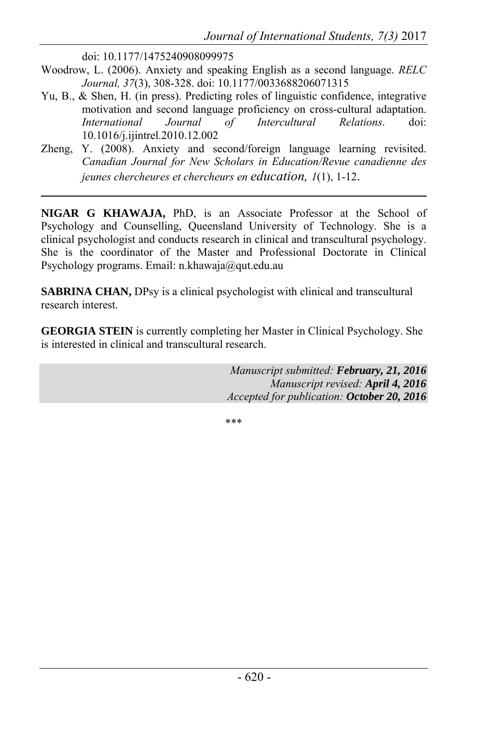doi: 10.1177/1475240908099975

Woodrow, L. (2006). Anxiety and speaking English as a second language. *RELC Journal, 37*(3), 308-328. doi: 10.1177/0033688206071315

Yu, B., & Shen, H. (in press). Predicting roles of linguistic confidence, integrative motivation and second language proficiency on cross-cultural adaptation. *International Journal of Intercultural Relations*. doi: 10.1016/j.ijintrel.2010.12.002

Zheng, Y. (2008). Anxiety and second/foreign language learning revisited. *Canadian Journal for New Scholars in Education/Revue canadienne des jeunes chercheures et chercheurs en education, 1*(1), 1-12.

---

**NIGAR G KHAWAJA,** PhD, is an Associate Professor at the School of Psychology and Counselling, Queensland University of Technology. She is a clinical psychologist and conducts research in clinical and transcultural psychology. She is the coordinator of the Master and Professional Doctorate in Clinical Psychology programs. Email: n.khawaja@qut.edu.au

**SABRINA CHAN,** DPsy is a clinical psychologist with clinical and transcultural research interest.

**GEORGIA STEIN** is currently completing her Master in Clinical Psychology. She is interested in clinical and transcultural research.

*Manuscript submitted:* ***February, 21, 2016***
*Manuscript revised:* ***April 4, 2016***
*Accepted for publication:* ***October 20, 2016***

\*\*\*